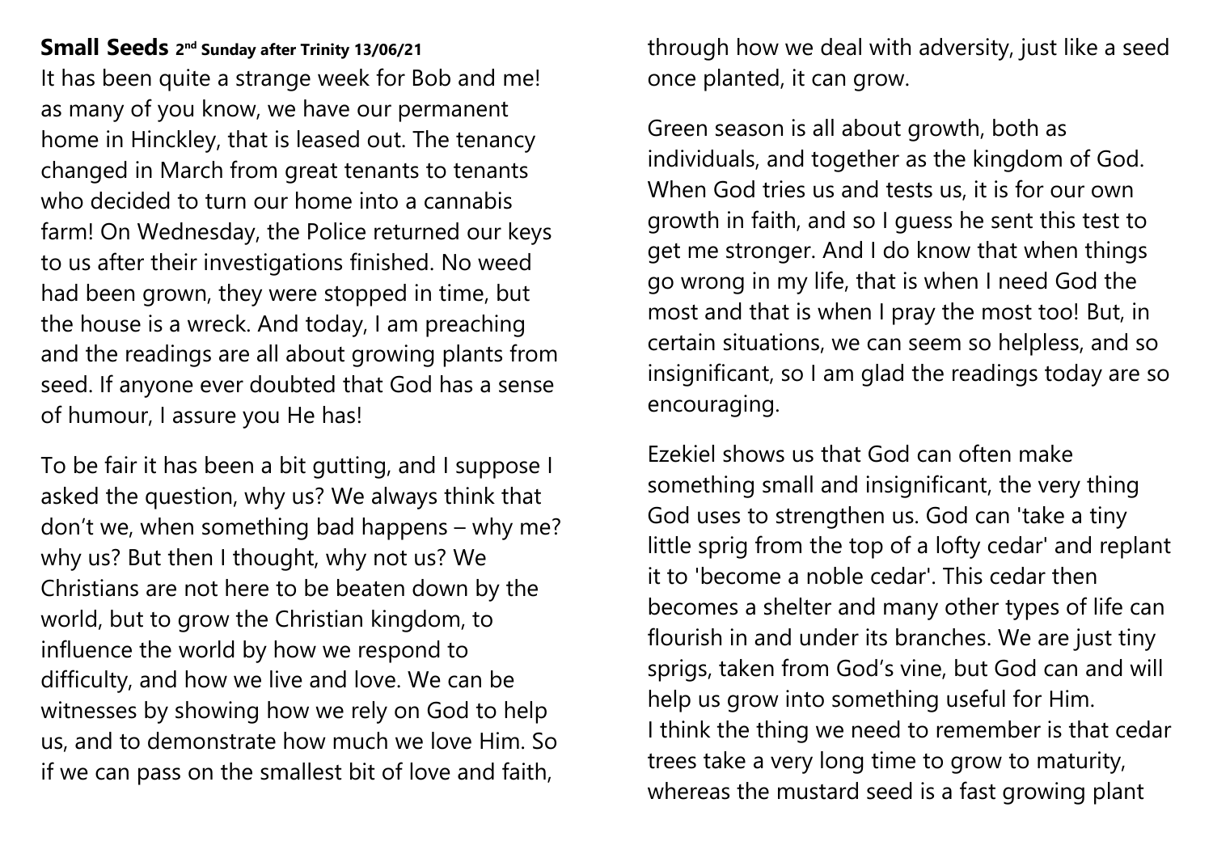**Small Seeds** 2nd Sunday after Trinity 13/06/21

It has been quite a strange week for Bob and me! as many of you know, we have our permanent home in Hinckley, that is leased out. The tenancy changed in March from great tenants to tenants who decided to turn our home into a cannabis farm! On Wednesday, the Police returned our keys to us after their investigations finished. No weed had been grown, they were stopped in time, but the house is a wreck. And today, I am preaching and the readings are all about growing plants from seed. If anyone ever doubted that God has a sense of humour, I assure you He has!

To be fair it has been a bit gutting, and I suppose I asked the question, why us? We always think that don't we, when something bad happens – why me? why us? But then I thought, why not us? We Christians are not here to be beaten down by the world, but to grow the Christian kingdom, to influence the world by how we respond to difficulty, and how we live and love. We can be witnesses by showing how we rely on God to help us, and to demonstrate how much we love Him. So if we can pass on the smallest bit of love and faith, through how we deal with adversity, just like a seed once planted, it can grow.

Green season is all about growth, both as individuals, and together as the kingdom of God. When God tries us and tests us, it is for our own growth in faith, and so I guess he sent this test to get me stronger. And I do know that when things go wrong in my life, that is when I need God the most and that is when I pray the most too! But, in certain situations, we can seem so helpless, and so insignificant, so I am glad the readings today are so encouraging.

Ezekiel shows us that God can often make something small and insignificant, the very thing God uses to strengthen us. God can 'take a tiny little sprig from the top of a lofty cedar' and replant it to 'become a noble cedar'. This cedar then becomes a shelter and many other types of life can flourish in and under its branches. We are just tiny sprigs, taken from God's vine, but God can and will help us grow into something useful for Him.
I think the thing we need to remember is that cedar trees take a very long time to grow to maturity, whereas the mustard seed is a fast growing plant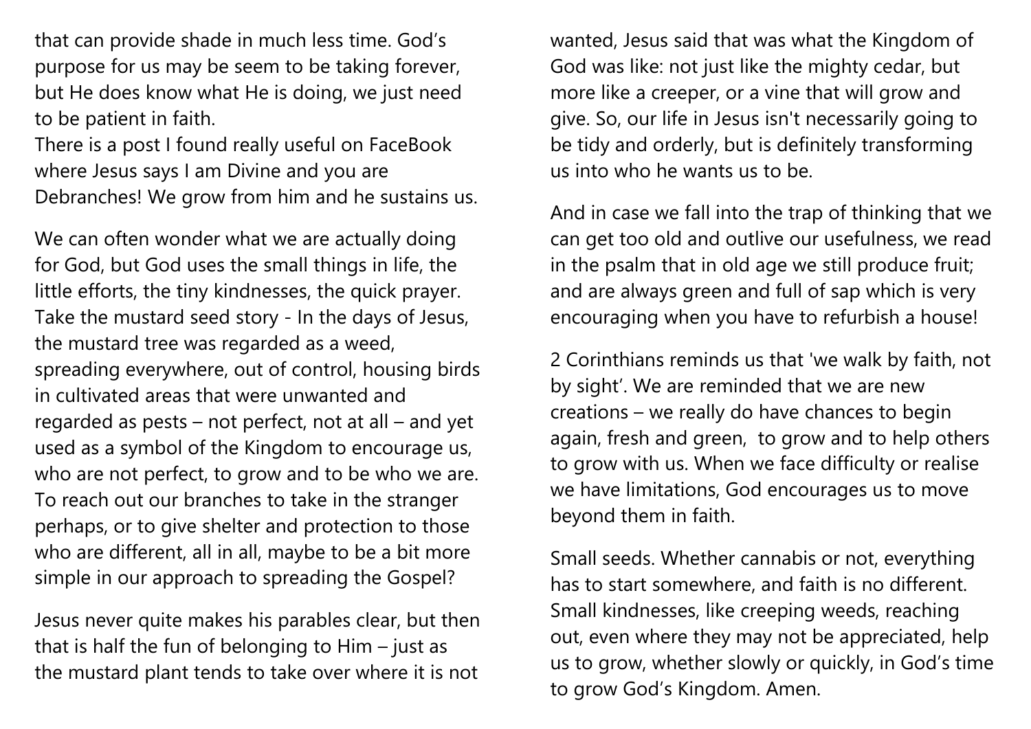that can provide shade in much less time. God's purpose for us may be seem to be taking forever, but He does know what He is doing, we just need to be patient in faith.
There is a post I found really useful on FaceBook where Jesus says I am Divine and you are Debranches! We grow from him and he sustains us.

We can often wonder what we are actually doing for God, but God uses the small things in life, the little efforts, the tiny kindnesses, the quick prayer. Take the mustard seed story - In the days of Jesus, the mustard tree was regarded as a weed, spreading everywhere, out of control, housing birds in cultivated areas that were unwanted and regarded as pests – not perfect, not at all – and yet used as a symbol of the Kingdom to encourage us, who are not perfect, to grow and to be who we are. To reach out our branches to take in the stranger perhaps, or to give shelter and protection to those who are different, all in all, maybe to be a bit more simple in our approach to spreading the Gospel?

Jesus never quite makes his parables clear, but then that is half the fun of belonging to Him – just as the mustard plant tends to take over where it is not wanted, Jesus said that was what the Kingdom of God was like: not just like the mighty cedar, but more like a creeper, or a vine that will grow and give. So, our life in Jesus isn't necessarily going to be tidy and orderly, but is definitely transforming us into who he wants us to be.

And in case we fall into the trap of thinking that we can get too old and outlive our usefulness, we read in the psalm that in old age we still produce fruit; and are always green and full of sap which is very encouraging when you have to refurbish a house!

2 Corinthians reminds us that 'we walk by faith, not by sight'. We are reminded that we are new creations – we really do have chances to begin again, fresh and green,  to grow and to help others to grow with us. When we face difficulty or realise we have limitations, God encourages us to move beyond them in faith.

Small seeds. Whether cannabis or not, everything has to start somewhere, and faith is no different. Small kindnesses, like creeping weeds, reaching out, even where they may not be appreciated, help us to grow, whether slowly or quickly, in God's time to grow God's Kingdom. Amen.